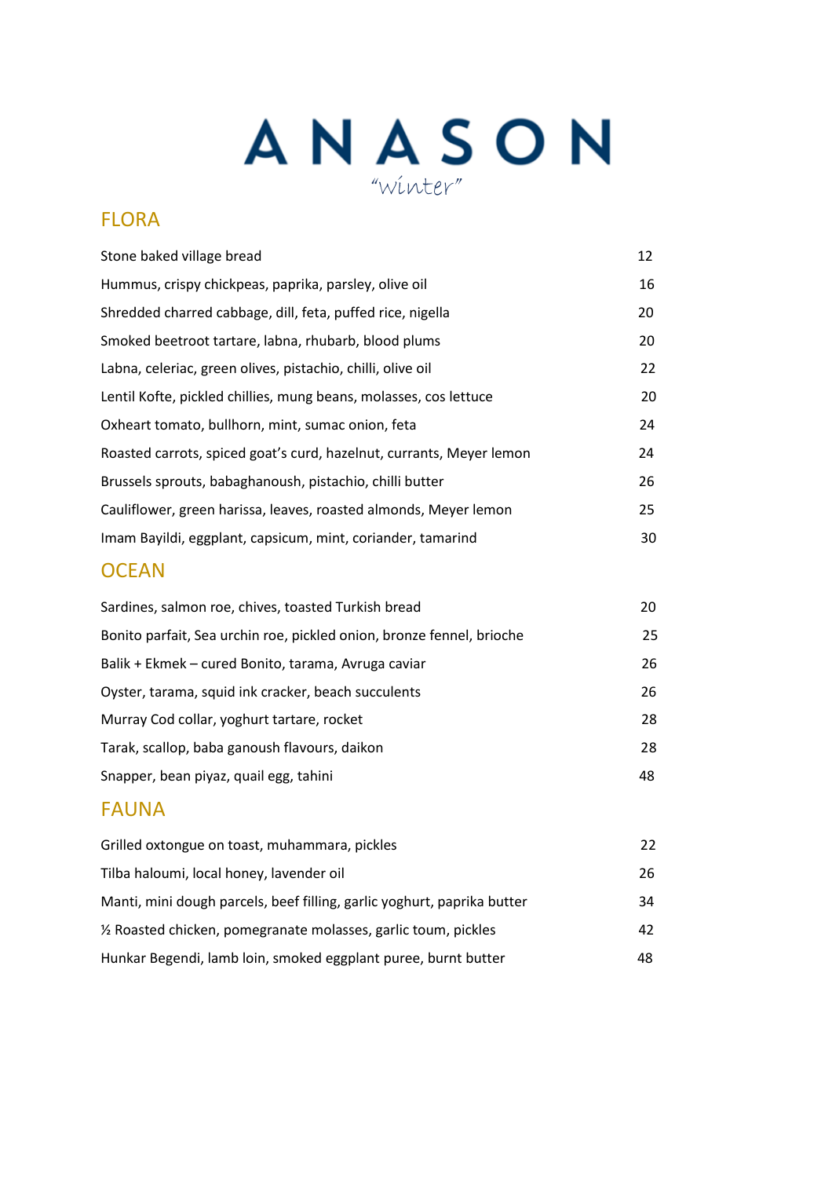# ANASON

*"winter"*

## FLORA

| | |
|---|---|
| Stone baked village bread | 12 |
| Hummus, crispy chickpeas, paprika, parsley, olive oil | 16 |
| Shredded charred cabbage, dill, feta, puffed rice, nigella | 20 |
| Smoked beetroot tartare, labna, rhubarb, blood plums | 20 |
| Labna, celeriac, green olives, pistachio, chilli, olive oil | 22 |
| Lentil Kofte, pickled chillies, mung beans, molasses, cos lettuce | 20 |
| Oxheart tomato, bullhorn, mint, sumac onion, feta | 24 |
| Roasted carrots, spiced goat's curd, hazelnut, currants, Meyer lemon | 24 |
| Brussels sprouts, babaghanoush, pistachio, chilli butter | 26 |
| Cauliflower, green harissa, leaves, roasted almonds, Meyer lemon | 25 |
| Imam Bayildi, eggplant, capsicum, mint, coriander, tamarind | 30 |

## OCEAN

| | |
|---|---|
| Sardines, salmon roe, chives, toasted Turkish bread | 20 |
| Bonito parfait, Sea urchin roe, pickled onion, bronze fennel, brioche | 25 |
| Balik + Ekmek – cured Bonito, tarama, Avruga caviar | 26 |
| Oyster, tarama, squid ink cracker, beach succulents | 26 |
| Murray Cod collar, yoghurt tartare, rocket | 28 |
| Tarak, scallop, baba ganoush flavours, daikon | 28 |
| Snapper, bean piyaz, quail egg, tahini | 48 |

## FAUNA

| | |
|---|---|
| Grilled oxtongue on toast, muhammara, pickles | 22 |
| Tilba haloumi, local honey, lavender oil | 26 |
| Manti, mini dough parcels, beef filling, garlic yoghurt, paprika butter | 34 |
| ½ Roasted chicken, pomegranate molasses, garlic toum, pickles | 42 |
| Hunkar Begendi, lamb loin, smoked eggplant puree, burnt butter | 48 |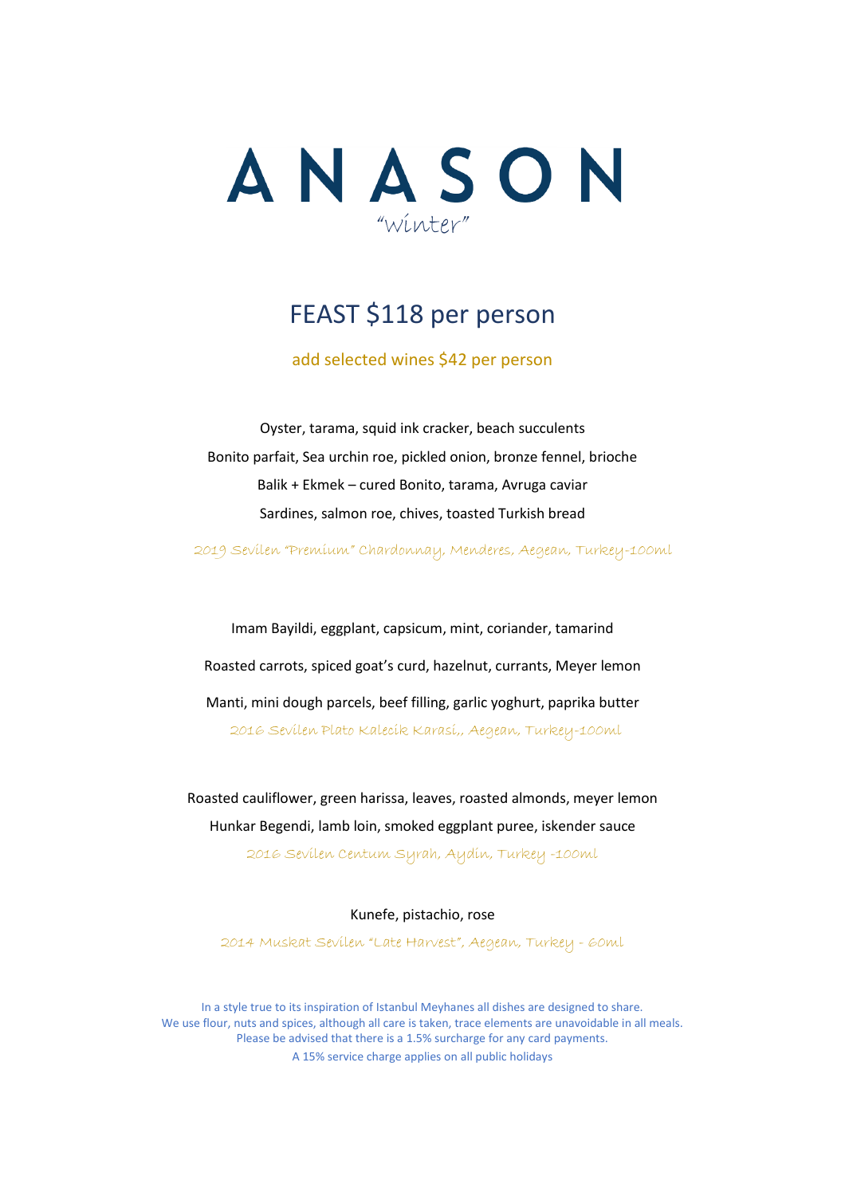# ANASON

"winter"

## FEAST $118 per person

add selected wines $42 per person

Oyster, tarama, squid ink cracker, beach succulents

Bonito parfait, Sea urchin roe, pickled onion, bronze fennel, brioche

Balik + Ekmek – cured Bonito, tarama, Avruga caviar

Sardines, salmon roe, chives, toasted Turkish bread

*2019 Sevilen "Premium" Chardonnay, Menderes, Aegean, Turkey-100ml*

Imam Bayildi, eggplant, capsicum, mint, coriander, tamarind

Roasted carrots, spiced goat's curd, hazelnut, currants, Meyer lemon

Manti, mini dough parcels, beef filling, garlic yoghurt, paprika butter

*2016 Sevilen Plato Kalecik Karasi,, Aegean, Turkey-100ml*

Roasted cauliflower, green harissa, leaves, roasted almonds, meyer lemon

Hunkar Begendi, lamb loin, smoked eggplant puree, iskender sauce

*2016 Sevilen Centum Syrah, Aydin, Turkey -100ml*

Kunefe, pistachio, rose

*2014 Muskat Sevilen "Late Harvest", Aegean, Turkey - 60ml*

In a style true to its inspiration of Istanbul Meyhanes all dishes are designed to share.
We use flour, nuts and spices, although all care is taken, trace elements are unavoidable in all meals.
Please be advised that there is a 1.5% surcharge for any card payments.
A 15% service charge applies on all public holidays